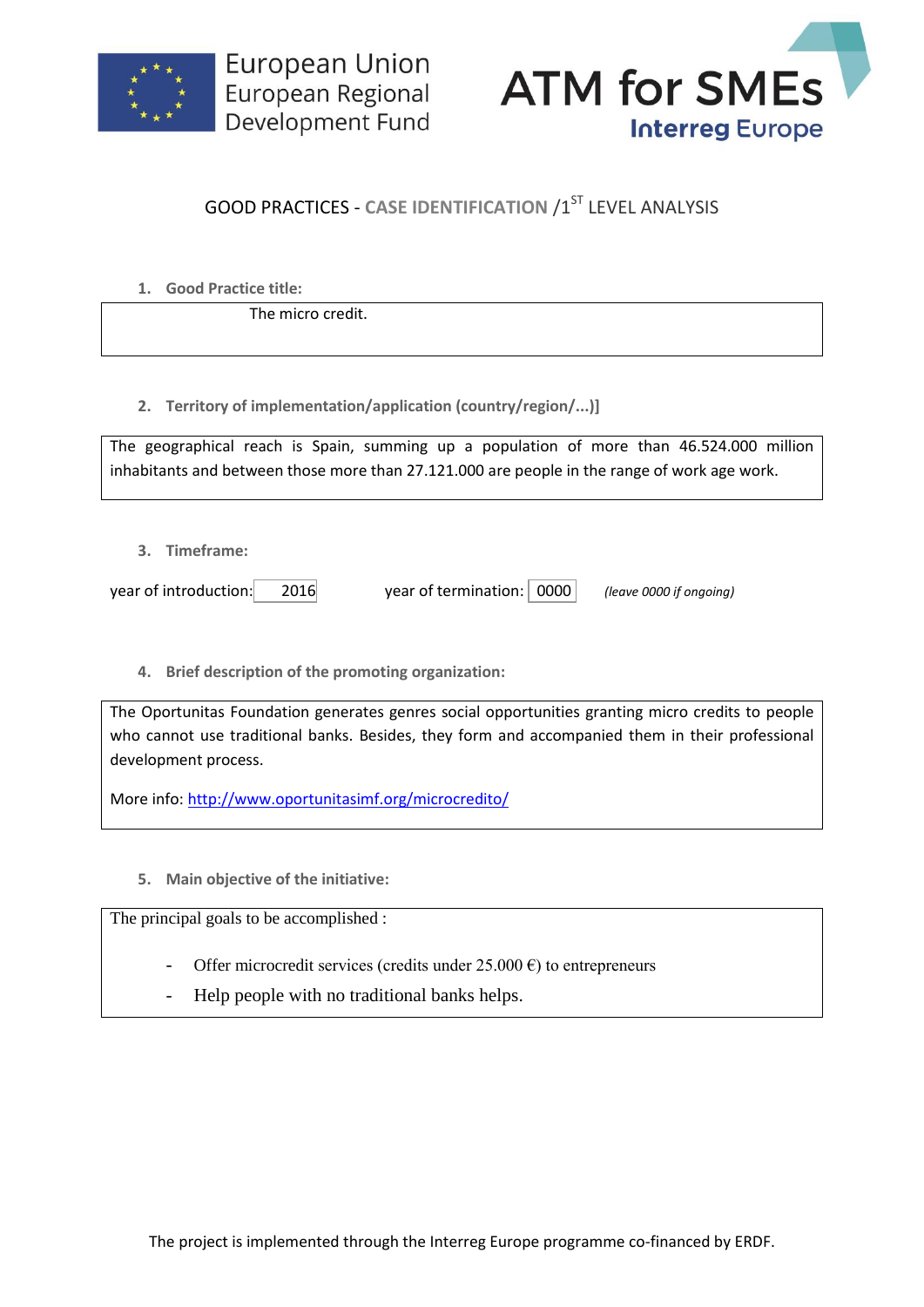European Union
European Regional
Development Fund

ATM for SMEs
Interreg Europe

# GOOD PRACTICES - CASE IDENTIFICATION /1ST LEVEL ANALYSIS

**1. Good Practice title:**

The micro credit.

**2. Territory of implementation/application (country/region/...)]**

The geographical reach is Spain, summing up a population of more than 46.524.000 million inhabitants and between those more than 27.121.000 are people in the range of work age work.

**3. Timeframe:**

year of introduction: 2016 year of termination: 0000 *(leave 0000 if ongoing)*

**4. Brief description of the promoting organization:**

The Oportunitas Foundation generates genres social opportunities granting micro credits to people who cannot use traditional banks. Besides, they form and accompanied them in their professional development process.

More info: http://www.oportunitasimf.org/microcredito/

**5. Main objective of the initiative:**

The principal goals to be accomplished :

- Offer microcredit services (credits under 25.000 €) to entrepreneurs
- Help people with no traditional banks helps.

The project is implemented through the Interreg Europe programme co-financed by ERDF.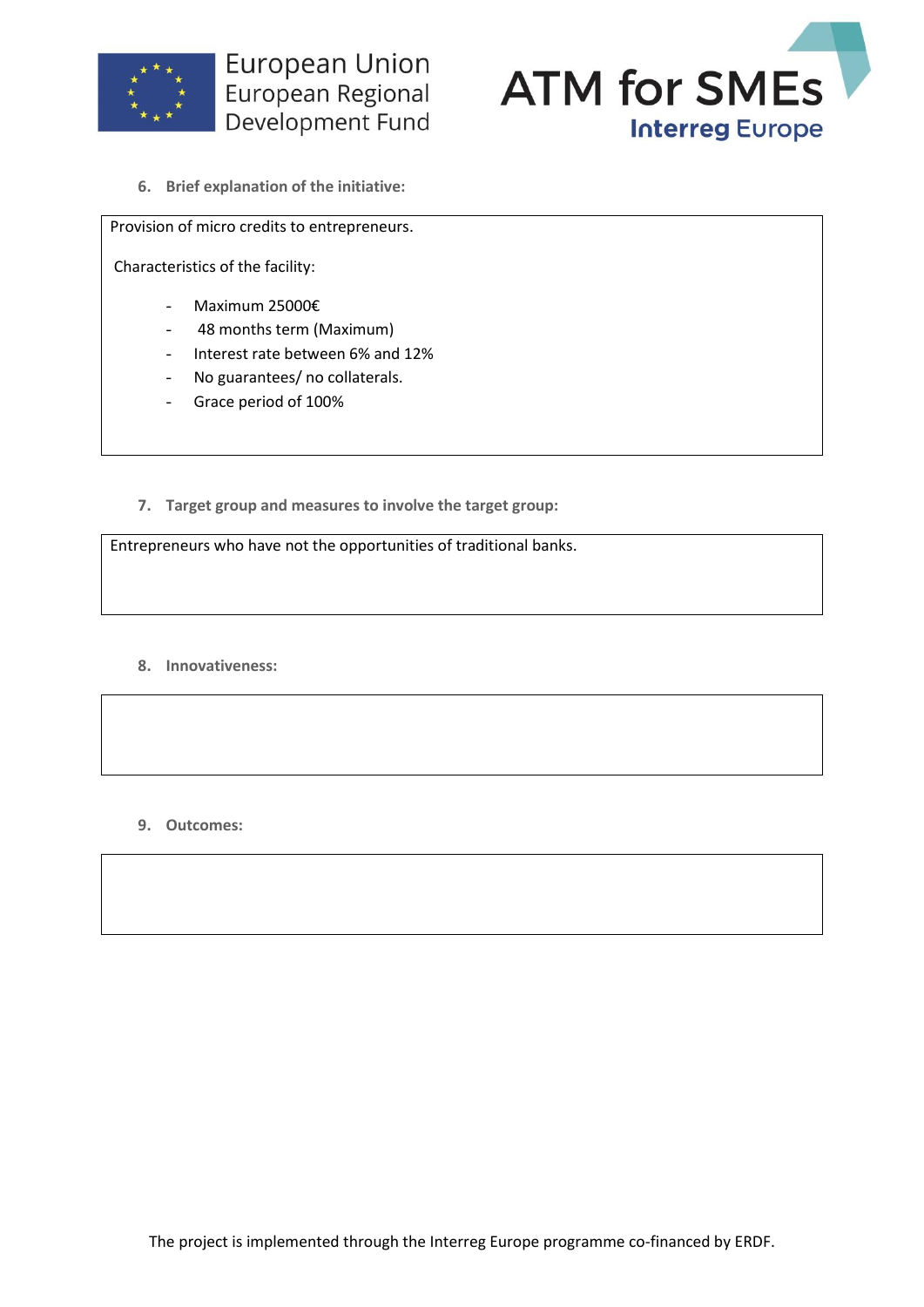6. **Brief explanation of the initiative:**

Provision of micro credits to entrepreneurs.

Characteristics of the facility:

- Maximum 25000€
- 48 months term (Maximum)
- Interest rate between 6% and 12%
- No guarantees/ no collaterals.
- Grace period of 100%

7. **Target group and measures to involve the target group:**

Entrepreneurs who have not the opportunities of traditional banks.

8. **Innovativeness:**

9. **Outcomes:**